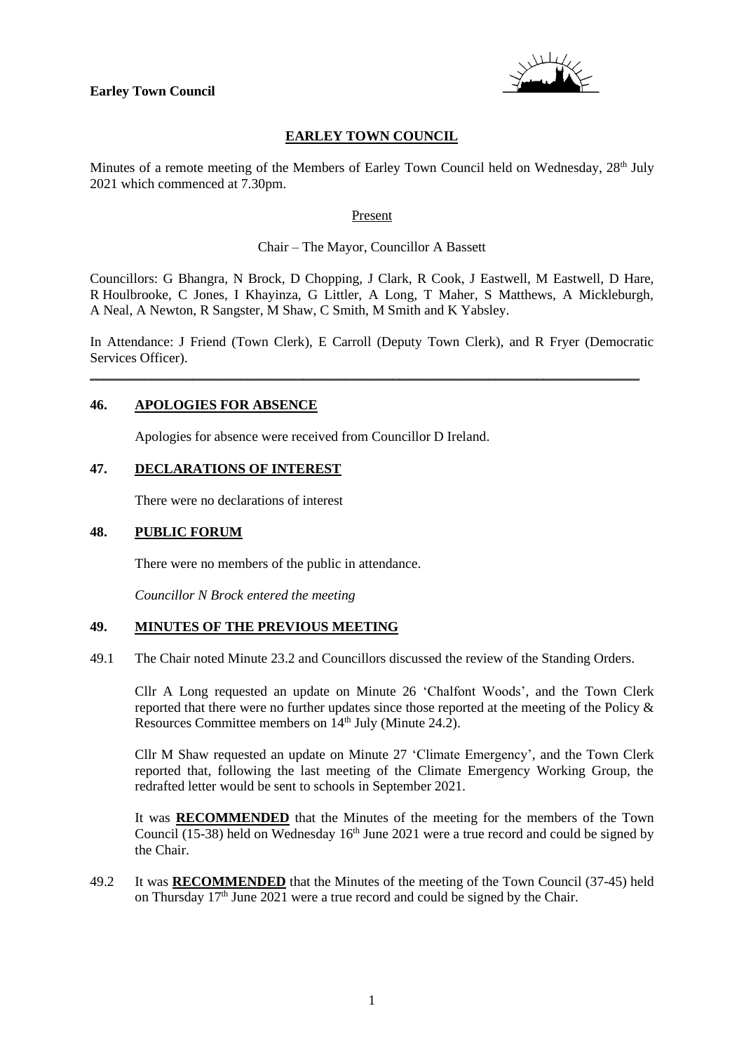**Earley Town Council**

# EARLEY TOWN COUNCIL

Minutes of a remote meeting of the Members of Earley Town Council held on Wednesday, 28th July 2021 which commenced at 7.30pm.

Present

Chair – The Mayor, Councillor A Bassett

Councillors: G Bhangra, N Brock, D Chopping, J Clark, R Cook, J Eastwell, M Eastwell, D Hare, R Houlbrooke, C Jones, I Khayinza, G Littler, A Long, T Maher, S Matthews, A Mickleburgh, A Neal, A Newton, R Sangster, M Shaw, C Smith, M Smith and K Yabsley.

In Attendance: J Friend (Town Clerk), E Carroll (Deputy Town Clerk), and R Fryer (Democratic Services Officer).

---

## 46. APOLOGIES FOR ABSENCE

Apologies for absence were received from Councillor D Ireland.

## 47. DECLARATIONS OF INTEREST

There were no declarations of interest

## 48. PUBLIC FORUM

There were no members of the public in attendance.

*Councillor N Brock entered the meeting*

## 49. MINUTES OF THE PREVIOUS MEETING

49.1 The Chair noted Minute 23.2 and Councillors discussed the review of the Standing Orders.

Cllr A Long requested an update on Minute 26 'Chalfont Woods', and the Town Clerk reported that there were no further updates since those reported at the meeting of the Policy & Resources Committee members on 14th July (Minute 24.2).

Cllr M Shaw requested an update on Minute 27 'Climate Emergency', and the Town Clerk reported that, following the last meeting of the Climate Emergency Working Group, the redrafted letter would be sent to schools in September 2021.

It was **RECOMMENDED** that the Minutes of the meeting for the members of the Town Council (15-38) held on Wednesday 16th June 2021 were a true record and could be signed by the Chair.

49.2 It was **RECOMMENDED** that the Minutes of the meeting of the Town Council (37-45) held on Thursday 17th June 2021 were a true record and could be signed by the Chair.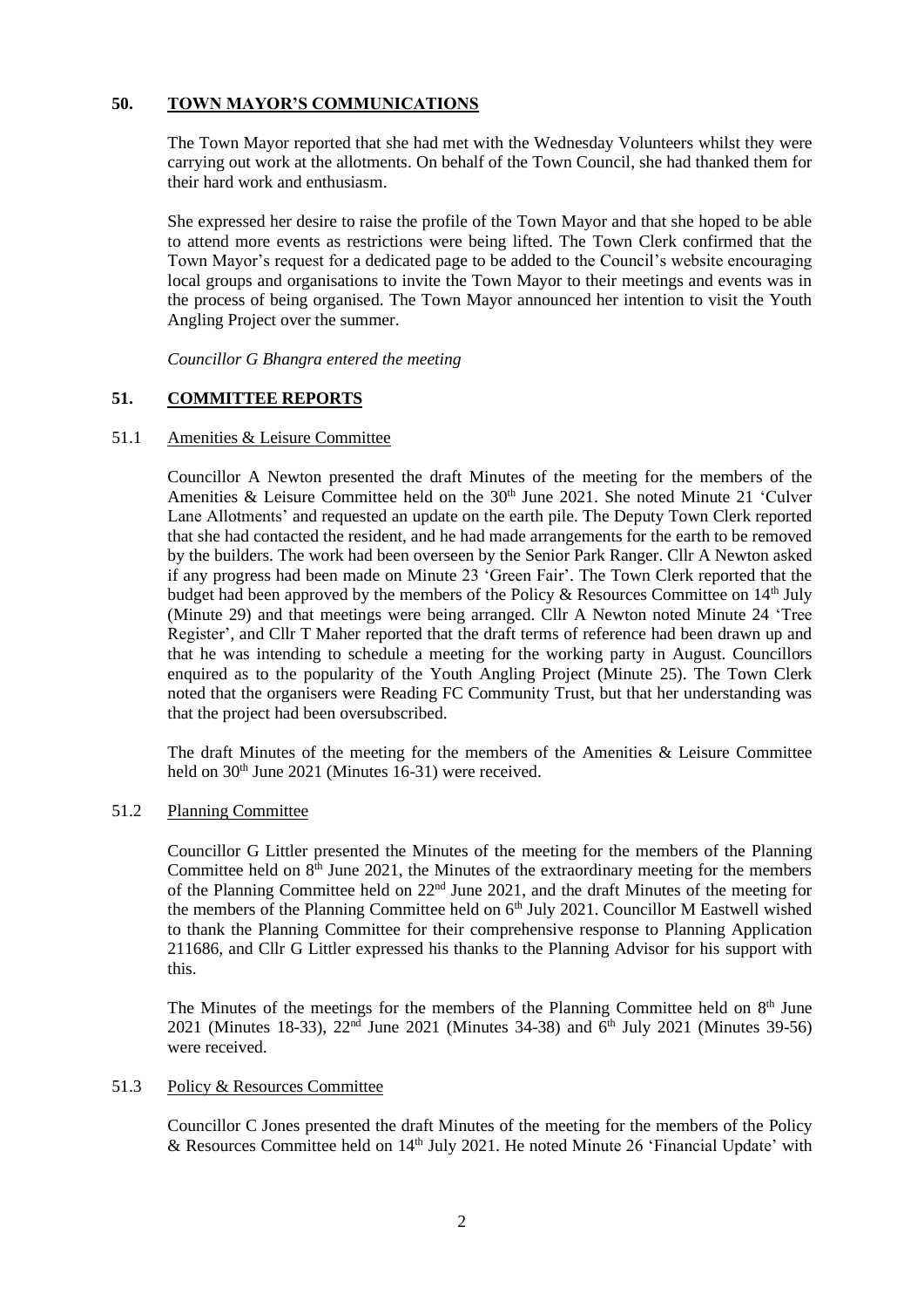## 50. TOWN MAYOR'S COMMUNICATIONS

The Town Mayor reported that she had met with the Wednesday Volunteers whilst they were carrying out work at the allotments. On behalf of the Town Council, she had thanked them for their hard work and enthusiasm.

She expressed her desire to raise the profile of the Town Mayor and that she hoped to be able to attend more events as restrictions were being lifted. The Town Clerk confirmed that the Town Mayor's request for a dedicated page to be added to the Council's website encouraging local groups and organisations to invite the Town Mayor to their meetings and events was in the process of being organised. The Town Mayor announced her intention to visit the Youth Angling Project over the summer.

*Councillor G Bhangra entered the meeting*

## 51. COMMITTEE REPORTS

### 51.1 Amenities & Leisure Committee

Councillor A Newton presented the draft Minutes of the meeting for the members of the Amenities & Leisure Committee held on the 30th June 2021. She noted Minute 21 'Culver Lane Allotments' and requested an update on the earth pile. The Deputy Town Clerk reported that she had contacted the resident, and he had made arrangements for the earth to be removed by the builders. The work had been overseen by the Senior Park Ranger. Cllr A Newton asked if any progress had been made on Minute 23 'Green Fair'. The Town Clerk reported that the budget had been approved by the members of the Policy & Resources Committee on 14th July (Minute 29) and that meetings were being arranged. Cllr A Newton noted Minute 24 'Tree Register', and Cllr T Maher reported that the draft terms of reference had been drawn up and that he was intending to schedule a meeting for the working party in August. Councillors enquired as to the popularity of the Youth Angling Project (Minute 25). The Town Clerk noted that the organisers were Reading FC Community Trust, but that her understanding was that the project had been oversubscribed.

The draft Minutes of the meeting for the members of the Amenities & Leisure Committee held on 30th June 2021 (Minutes 16-31) were received.

### 51.2 Planning Committee

Councillor G Littler presented the Minutes of the meeting for the members of the Planning Committee held on 8th June 2021, the Minutes of the extraordinary meeting for the members of the Planning Committee held on 22nd June 2021, and the draft Minutes of the meeting for the members of the Planning Committee held on 6th July 2021. Councillor M Eastwell wished to thank the Planning Committee for their comprehensive response to Planning Application 211686, and Cllr G Littler expressed his thanks to the Planning Advisor for his support with this.

The Minutes of the meetings for the members of the Planning Committee held on 8th June 2021 (Minutes 18-33), 22nd June 2021 (Minutes 34-38) and 6th July 2021 (Minutes 39-56) were received.

### 51.3 Policy & Resources Committee

Councillor C Jones presented the draft Minutes of the meeting for the members of the Policy & Resources Committee held on 14th July 2021. He noted Minute 26 'Financial Update' with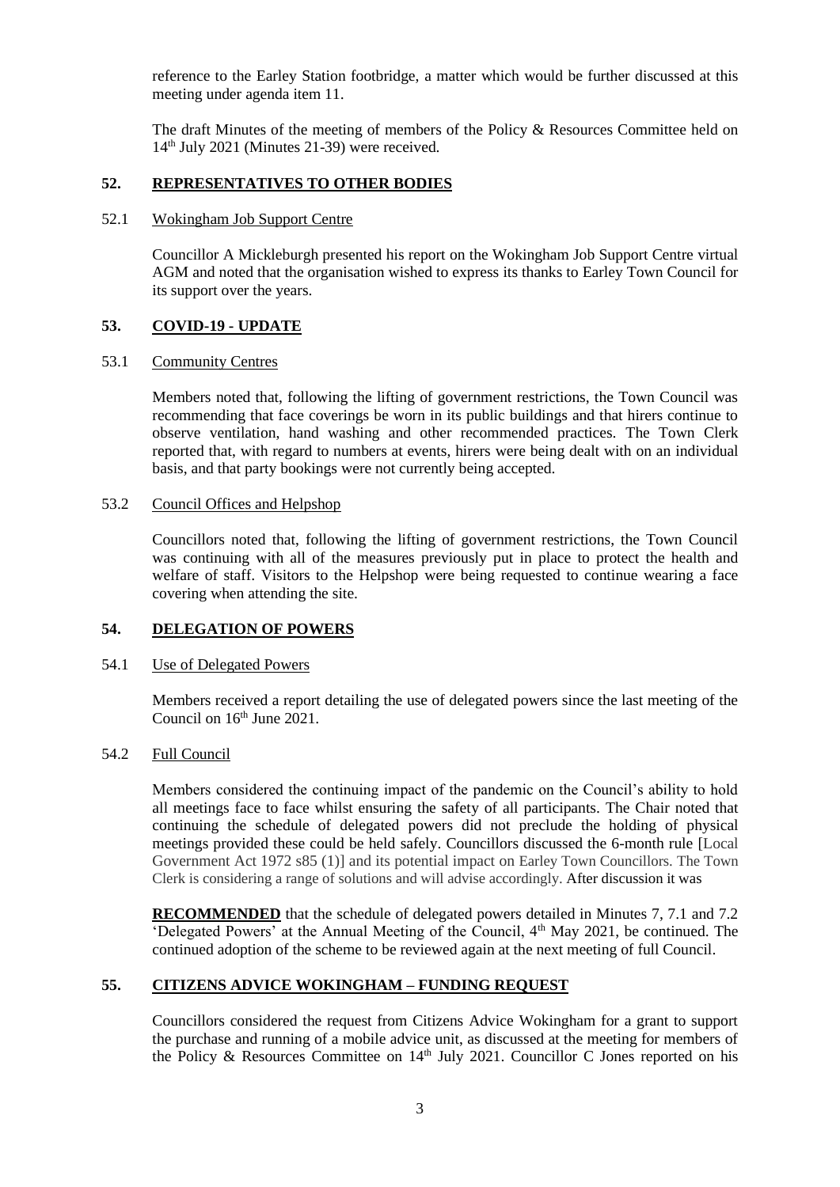reference to the Earley Station footbridge, a matter which would be further discussed at this meeting under agenda item 11.

The draft Minutes of the meeting of members of the Policy & Resources Committee held on 14th July 2021 (Minutes 21-39) were received.

## 52. REPRESENTATIVES TO OTHER BODIES

### 52.1 Wokingham Job Support Centre

Councillor A Mickleburgh presented his report on the Wokingham Job Support Centre virtual AGM and noted that the organisation wished to express its thanks to Earley Town Council for its support over the years.

## 53. COVID-19 - UPDATE

### 53.1 Community Centres

Members noted that, following the lifting of government restrictions, the Town Council was recommending that face coverings be worn in its public buildings and that hirers continue to observe ventilation, hand washing and other recommended practices. The Town Clerk reported that, with regard to numbers at events, hirers were being dealt with on an individual basis, and that party bookings were not currently being accepted.

### 53.2 Council Offices and Helpshop

Councillors noted that, following the lifting of government restrictions, the Town Council was continuing with all of the measures previously put in place to protect the health and welfare of staff. Visitors to the Helpshop were being requested to continue wearing a face covering when attending the site.

## 54. DELEGATION OF POWERS

### 54.1 Use of Delegated Powers

Members received a report detailing the use of delegated powers since the last meeting of the Council on 16th June 2021.

### 54.2 Full Council

Members considered the continuing impact of the pandemic on the Council's ability to hold all meetings face to face whilst ensuring the safety of all participants. The Chair noted that continuing the schedule of delegated powers did not preclude the holding of physical meetings provided these could be held safely. Councillors discussed the 6-month rule [Local Government Act 1972 s85 (1)] and its potential impact on Earley Town Councillors. The Town Clerk is considering a range of solutions and will advise accordingly. After discussion it was

**RECOMMENDED** that the schedule of delegated powers detailed in Minutes 7, 7.1 and 7.2 'Delegated Powers' at the Annual Meeting of the Council, 4th May 2021, be continued. The continued adoption of the scheme to be reviewed again at the next meeting of full Council.

## 55. CITIZENS ADVICE WOKINGHAM – FUNDING REQUEST

Councillors considered the request from Citizens Advice Wokingham for a grant to support the purchase and running of a mobile advice unit, as discussed at the meeting for members of the Policy & Resources Committee on 14th July 2021. Councillor C Jones reported on his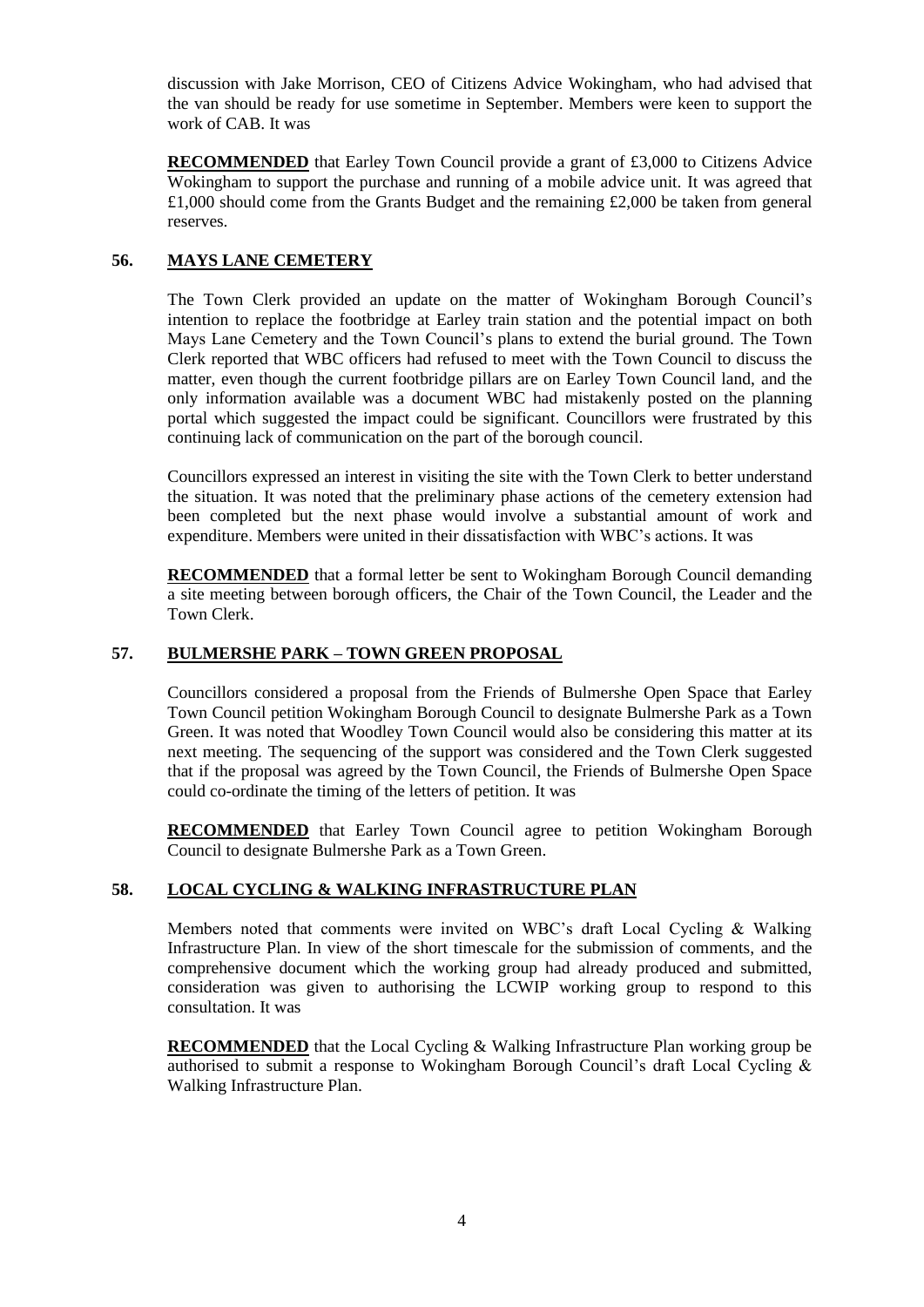discussion with Jake Morrison, CEO of Citizens Advice Wokingham, who had advised that the van should be ready for use sometime in September. Members were keen to support the work of CAB. It was

**RECOMMENDED** that Earley Town Council provide a grant of £3,000 to Citizens Advice Wokingham to support the purchase and running of a mobile advice unit. It was agreed that £1,000 should come from the Grants Budget and the remaining £2,000 be taken from general reserves.

## 56. MAYS LANE CEMETERY

The Town Clerk provided an update on the matter of Wokingham Borough Council's intention to replace the footbridge at Earley train station and the potential impact on both Mays Lane Cemetery and the Town Council's plans to extend the burial ground. The Town Clerk reported that WBC officers had refused to meet with the Town Council to discuss the matter, even though the current footbridge pillars are on Earley Town Council land, and the only information available was a document WBC had mistakenly posted on the planning portal which suggested the impact could be significant. Councillors were frustrated by this continuing lack of communication on the part of the borough council.

Councillors expressed an interest in visiting the site with the Town Clerk to better understand the situation. It was noted that the preliminary phase actions of the cemetery extension had been completed but the next phase would involve a substantial amount of work and expenditure. Members were united in their dissatisfaction with WBC's actions. It was

**RECOMMENDED** that a formal letter be sent to Wokingham Borough Council demanding a site meeting between borough officers, the Chair of the Town Council, the Leader and the Town Clerk.

## 57. BULMERSHE PARK – TOWN GREEN PROPOSAL

Councillors considered a proposal from the Friends of Bulmershe Open Space that Earley Town Council petition Wokingham Borough Council to designate Bulmershe Park as a Town Green. It was noted that Woodley Town Council would also be considering this matter at its next meeting. The sequencing of the support was considered and the Town Clerk suggested that if the proposal was agreed by the Town Council, the Friends of Bulmershe Open Space could co-ordinate the timing of the letters of petition. It was

**RECOMMENDED** that Earley Town Council agree to petition Wokingham Borough Council to designate Bulmershe Park as a Town Green.

## 58. LOCAL CYCLING & WALKING INFRASTRUCTURE PLAN

Members noted that comments were invited on WBC's draft Local Cycling & Walking Infrastructure Plan. In view of the short timescale for the submission of comments, and the comprehensive document which the working group had already produced and submitted, consideration was given to authorising the LCWIP working group to respond to this consultation. It was

**RECOMMENDED** that the Local Cycling & Walking Infrastructure Plan working group be authorised to submit a response to Wokingham Borough Council's draft Local Cycling & Walking Infrastructure Plan.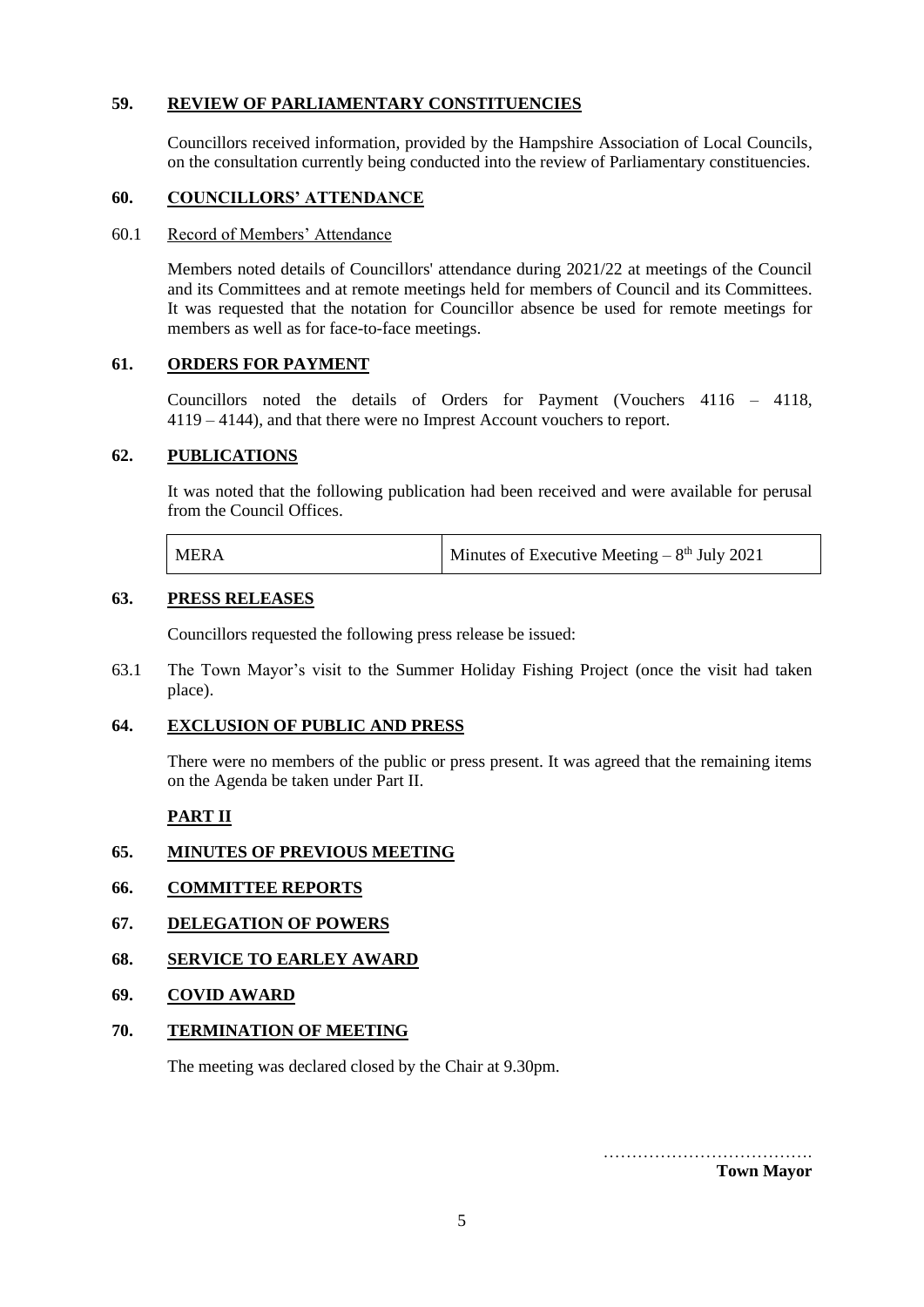## 59. REVIEW OF PARLIAMENTARY CONSTITUENCIES

Councillors received information, provided by the Hampshire Association of Local Councils, on the consultation currently being conducted into the review of Parliamentary constituencies.

## 60. COUNCILLORS' ATTENDANCE

60.1 Record of Members' Attendance

Members noted details of Councillors' attendance during 2021/22 at meetings of the Council and its Committees and at remote meetings held for members of Council and its Committees. It was requested that the notation for Councillor absence be used for remote meetings for members as well as for face-to-face meetings.

## 61. ORDERS FOR PAYMENT

Councillors noted the details of Orders for Payment (Vouchers 4116 – 4118, 4119 – 4144), and that there were no Imprest Account vouchers to report.

## 62. PUBLICATIONS

It was noted that the following publication had been received and were available for perusal from the Council Offices.

| | |
|---|---|
| MERA | Minutes of Executive Meeting – 8th July 2021 |

## 63. PRESS RELEASES

Councillors requested the following press release be issued:

63.1 The Town Mayor's visit to the Summer Holiday Fishing Project (once the visit had taken place).

## 64. EXCLUSION OF PUBLIC AND PRESS

There were no members of the public or press present. It was agreed that the remaining items on the Agenda be taken under Part II.

**PART II**

## 65. MINUTES OF PREVIOUS MEETING

## 66. COMMITTEE REPORTS

## 67. DELEGATION OF POWERS

## 68. SERVICE TO EARLEY AWARD

## 69. COVID AWARD

## 70. TERMINATION OF MEETING

The meeting was declared closed by the Chair at 9.30pm.

……………………………….
**Town Mayor**